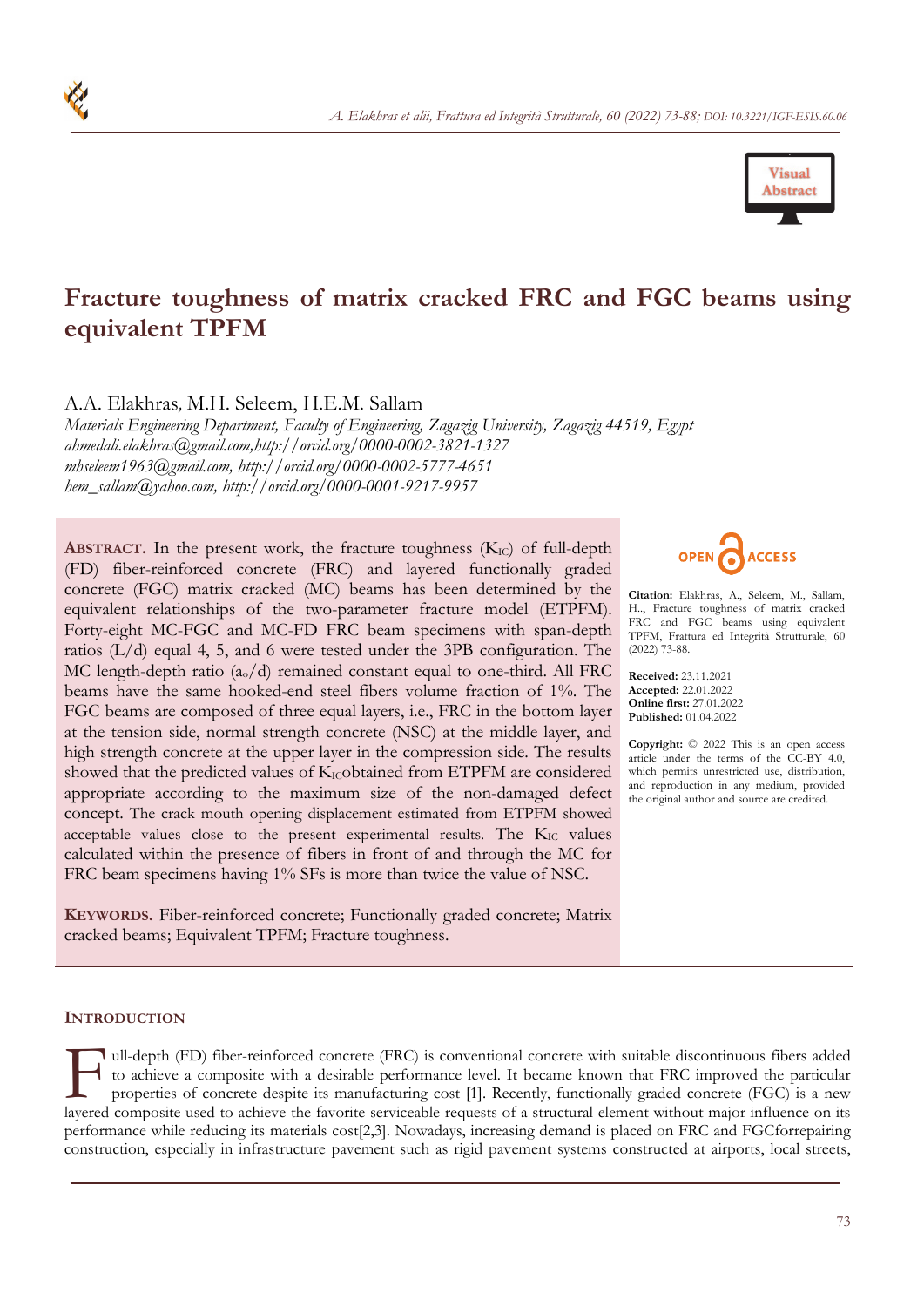# Fracture toughness of matrix cracked FRC and FGC beams using equivalent TPFM

A.A. Elakhras, M.H. Seleem, H.E.M. Sallam

*Materials Engineering Department, Faculty of Engineering, Zagazig University, Zagazig 44519, Egypt*
*ahmedali.elakhras@gmail.com, http://orcid.org/0000-0002-3821-1327*
*mhseleem1963@gmail.com, http://orcid.org/0000-0002-5777-4651*
*hem_sallam@yahoo.com, http://orcid.org/0000-0001-9217-9957*

**ABSTRACT.** In the present work, the fracture toughness ($K_{IC}$) of full-depth (FD) fiber-reinforced concrete (FRC) and layered functionally graded concrete (FGC) matrix cracked (MC) beams has been determined by the equivalent relationships of the two-parameter fracture model (ETPFM). Forty-eight MC-FGC and MC-FD FRC beam specimens with span-depth ratios (L/d) equal 4, 5, and 6 were tested under the 3PB configuration. The MC length-depth ratio ($a_o$/d) remained constant equal to one-third. All FRC beams have the same hooked-end steel fibers volume fraction of 1%. The FGC beams are composed of three equal layers, i.e., FRC in the bottom layer at the tension side, normal strength concrete (NSC) at the middle layer, and high strength concrete at the upper layer in the compression side. The results showed that the predicted values of $K_{IC}$obtained from ETPFM are considered appropriate according to the maximum size of the non-damaged defect concept. The crack mouth opening displacement estimated from ETPFM showed acceptable values close to the present experimental results. The $K_{IC}$ values calculated within the presence of fibers in front of and through the MC for FRC beam specimens having 1% SFs is more than twice the value of NSC.

**KEYWORDS.** Fiber-reinforced concrete; Functionally graded concrete; Matrix cracked beams; Equivalent TPFM; Fracture toughness.

OPEN ACCESS

**Citation:** Elakhras, A., Seleem, M., Sallam, H.., Fracture toughness of matrix cracked FRC and FGC beams using equivalent TPFM, Frattura ed Integrità Strutturale, 60 (2022) 73-88.

**Received:** 23.11.2021
**Accepted:** 22.01.2022
**Online first:** 27.01.2022
**Published:** 01.04.2022

**Copyright:** © 2022 This is an open access article under the terms of the CC-BY 4.0, which permits unrestricted use, distribution, and reproduction in any medium, provided the original author and source are credited.

## INTRODUCTION

Full-depth (FD) fiber-reinforced concrete (FRC) is conventional concrete with suitable discontinuous fibers added to achieve a composite with a desirable performance level. It became known that FRC improved the particular properties of concrete despite its manufacturing cost [1]. Recently, functionally graded concrete (FGC) is a new layered composite used to achieve the favorite serviceable requests of a structural element without major influence on its performance while reducing its materials cost[2,3]. Nowadays, increasing demand is placed on FRC and FGCforrepairing construction, especially in infrastructure pavement such as rigid pavement systems constructed at airports, local streets,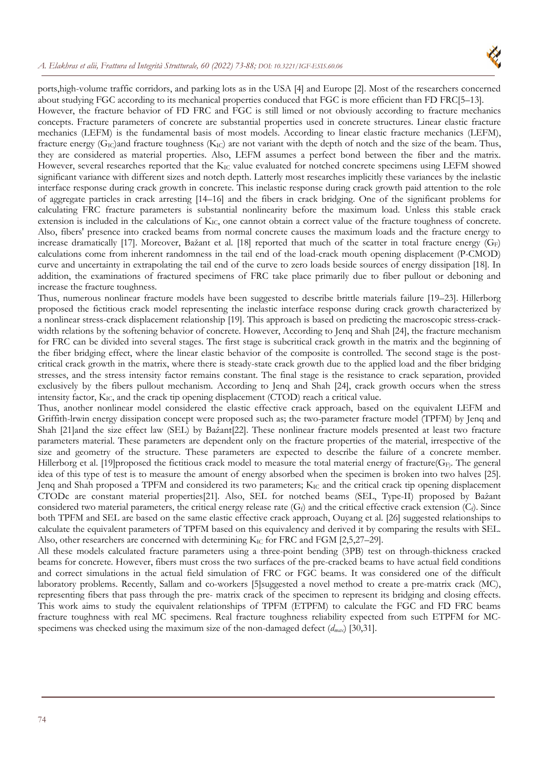ports,high-volume traffic corridors, and parking lots as in the USA [4] and Europe [2]. Most of the researchers concerned about studying FGC according to its mechanical properties conducted that FGC is more efficient than FD FRC[5–13].

However, the fracture behavior of FD FRC and FGC is still limed or not obviously according to fracture mechanics concepts. Fracture parameters of concrete are substantial properties used in concrete structures. Linear elastic fracture mechanics (LEFM) is the fundamental basis of most models. According to linear elastic fracture mechanics (LEFM), fracture energy ($G_{IC}$)and fracture toughness ($K_{IC}$) are not variant with the depth of notch and the size of the beam. Thus, they are considered as material properties. Also, LEFM assumes a perfect bond between the fiber and the matrix. However, several researches reported that the $K_{IC}$ value evaluated for notched concrete specimens using LEFM showed significant variance with different sizes and notch depth. Latterly most researches implicitly these variances by the inelastic interface response during crack growth in concrete. This inelastic response during crack growth paid attention to the role of aggregate particles in crack arresting [14–16] and the fibers in crack bridging. One of the significant problems for calculating FRC fracture parameters is substantial nonlinearity before the maximum load. Unless this stable crack extension is included in the calculations of $K_{IC}$, one cannot obtain a correct value of the fracture toughness of concrete. Also, fibers' presence into cracked beams from normal concrete causes the maximum loads and the fracture energy to increase dramatically [17]. Moreover, Bažant et al. [18] reported that much of the scatter in total fracture energy ($G_F$) calculations come from inherent randomness in the tail end of the load-crack mouth opening displacement (P-CMOD) curve and uncertainty in extrapolating the tail end of the curve to zero loads beside sources of energy dissipation [18]. In addition, the examinations of fractured specimens of FRC take place primarily due to fiber pullout or deboning and increase the fracture toughness.

Thus, numerous nonlinear fracture models have been suggested to describe brittle materials failure [19–23]. Hillerborg proposed the fictitious crack model representing the inelastic interface response during crack growth characterized by a nonlinear stress-crack displacement relationship [19]. This approach is based on predicting the macroscopic stress-crack-width relations by the softening behavior of concrete. However, According to Jenq and Shah [24], the fracture mechanism for FRC can be divided into several stages. The first stage is subcritical crack growth in the matrix and the beginning of the fiber bridging effect, where the linear elastic behavior of the composite is controlled. The second stage is the post-critical crack growth in the matrix, where there is steady-state crack growth due to the applied load and the fiber bridging stresses, and the stress intensity factor remains constant. The final stage is the resistance to crack separation, provided exclusively by the fibers pullout mechanism. According to Jenq and Shah [24], crack growth occurs when the stress intensity factor, $K_{IC}$, and the crack tip opening displacement (CTOD) reach a critical value.

Thus, another nonlinear model considered the elastic effective crack approach, based on the equivalent LEFM and Griffith-lrwin energy dissipation concept were proposed such as; the two-parameter fracture model (TPFM) by Jenq and Shah [21]and the size effect law (SEL) by Bažant[22]. These nonlinear fracture models presented at least two fracture parameters material. These parameters are dependent only on the fracture properties of the material, irrespective of the size and geometry of the structure. These parameters are expected to describe the failure of a concrete member. Hillerborg et al. [19]proposed the fictitious crack model to measure the total material energy of fracture($G_F$). The general idea of this type of test is to measure the amount of energy absorbed when the specimen is broken into two halves [25]. Jenq and Shah proposed a TPFM and considered its two parameters; $K_{IC}$ and the critical crack tip opening displacement CTODc are constant material properties[21]. Also, SEL for notched beams (SEL, Type-II) proposed by Bažant considered two material parameters, the critical energy release rate ($G_f$) and the critical effective crack extension ($C_f$). Since both TPFM and SEL are based on the same elastic effective crack approach, Ouyang et al. [26] suggested relationships to calculate the equivalent parameters of TPFM based on this equivalency and derived it by comparing the results with SEL. Also, other researchers are concerned with determining $K_{IC}$ for FRC and FGM [2,5,27–29].

All these models calculated fracture parameters using a three-point bending (3PB) test on through-thickness cracked beams for concrete. However, fibers must cross the two surfaces of the pre-cracked beams to have actual field conditions and correct simulations in the actual field simulation of FRC or FGC beams. It was considered one of the difficult laboratory problems. Recently, Sallam and co-workers [5]suggested a novel method to create a pre-matrix crack (MC), representing fibers that pass through the pre- matrix crack of the specimen to represent its bridging and closing effects. This work aims to study the equivalent relationships of TPFM (ETPFM) to calculate the FGC and FD FRC beams fracture toughness with real MC specimens. Real fracture toughness reliability expected from such ETPFM for MC-specimens was checked using the maximum size of the non-damaged defect ($d_{max}$) [30,31].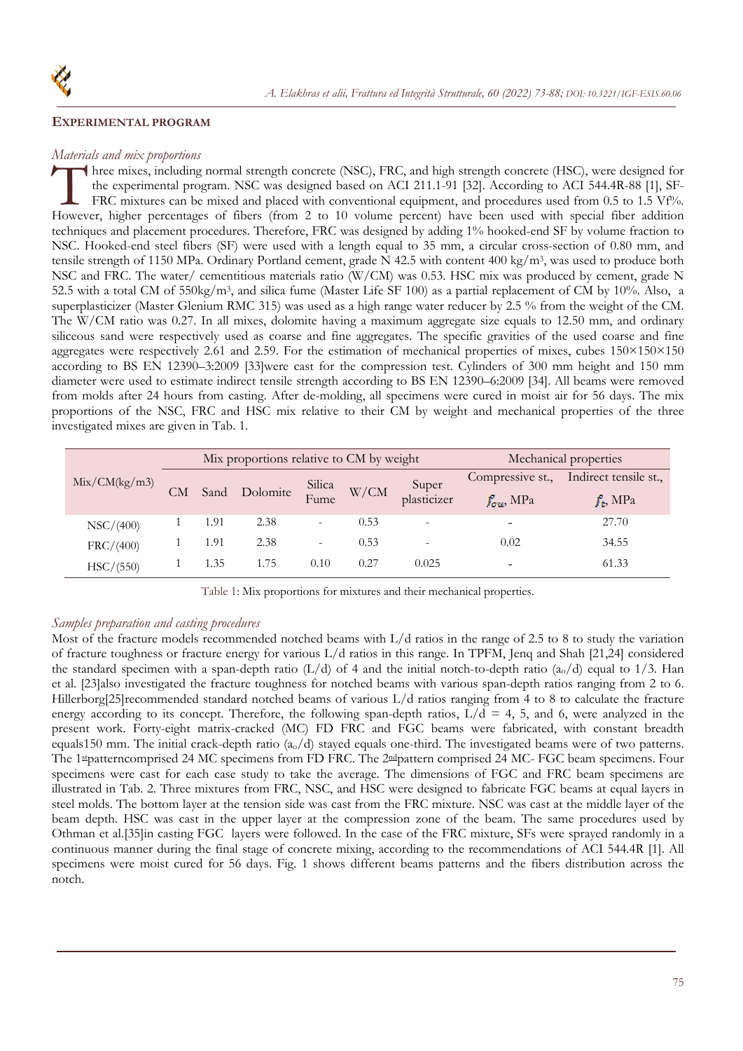## EXPERIMENTAL PROGRAM

### *Materials and mix proportions*

Three mixes, including normal strength concrete (NSC), FRC, and high strength concrete (HSC), were designed for the experimental program. NSC was designed based on ACI 211.1-91 [32]. According to ACI 544.4R-88 [1], SF-FRC mixtures can be mixed and placed with conventional equipment, and procedures used from 0.5 to 1.5 Vf%. However, higher percentages of fibers (from 2 to 10 volume percent) have been used with special fiber addition techniques and placement procedures. Therefore, FRC was designed by adding 1% hooked-end SF by volume fraction to NSC. Hooked-end steel fibers (SF) were used with a length equal to 35 mm, a circular cross-section of 0.80 mm, and tensile strength of 1150 MPa. Ordinary Portland cement, grade N 42.5 with content 400 kg/m$^3$, was used to produce both NSC and FRC. The water/ cementitious materials ratio (W/CM) was 0.53. HSC mix was produced by cement, grade N 52.5 with a total CM of 550kg/m$^3$, and silica fume (Master Life SF 100) as a partial replacement of CM by 10%. Also, a superplasticizer (Master Glenium RMC 315) was used as a high range water reducer by 2.5 % from the weight of the CM. The W/CM ratio was 0.27. In all mixes, dolomite having a maximum aggregate size equals to 12.50 mm, and ordinary siliceous sand were respectively used as coarse and fine aggregates. The specific gravities of the used coarse and fine aggregates were respectively 2.61 and 2.59. For the estimation of mechanical properties of mixes, cubes 150×150×150 according to BS EN 12390–3:2009 [33]were cast for the compression test. Cylinders of 300 mm height and 150 mm diameter were used to estimate indirect tensile strength according to BS EN 12390–6:2009 [34]. All beams were removed from molds after 24 hours from casting. After de-molding, all specimens were cured in moist air for 56 days. The mix proportions of the NSC, FRC and HSC mix relative to their CM by weight and mechanical properties of the three investigated mixes are given in Tab. 1.

| Mix/CM(kg/m3) | Mix proportions relative to CM by weight | | | | | | Mechanical properties | |
|---|---|---|---|---|---|---|---|---|
| | CM | Sand | Dolomite | Silica Fume | W/CM | Super plasticizer | Compressive st., $f_{cu}$, MPa | Indirect tensile st., $f_t$, MPa |
| NSC/(400) | 1 | 1.91 | 2.38 | - | 0.53 | - | - | 27.70 |
| FRC/(400) | 1 | 1.91 | 2.38 | - | 0.53 | - | 0.02 | 34.55 |
| HSC/(550) | 1 | 1.35 | 1.75 | 0.10 | 0.27 | 0.025 | - | 61.33 |

Table 1: Mix proportions for mixtures and their mechanical properties.

### *Samples preparation and casting procedures*

Most of the fracture models recommended notched beams with L/d ratios in the range of 2.5 to 8 to study the variation of fracture toughness or fracture energy for various L/d ratios in this range. In TPFM, Jenq and Shah [21,24] considered the standard specimen with a span-depth ratio (L/d) of 4 and the initial notch-to-depth ratio ($a_o$/d) equal to 1/3. Han et al. [23]also investigated the fracture toughness for notched beams with various span-depth ratios ranging from 2 to 6. Hillerborg[25]recommended standard notched beams of various L/d ratios ranging from 4 to 8 to calculate the fracture energy according to its concept. Therefore, the following span-depth ratios, L/d = 4, 5, and 6, were analyzed in the present work. Forty-eight matrix-cracked (MC) FD FRC and FGC beams were fabricated, with constant breadth equals150 mm. The initial crack-depth ratio ($a_o$/d) stayed equals one-third. The investigated beams were of two patterns. The 1st patterncomprised 24 MC specimens from FD FRC. The 2nd pattern comprised 24 MC- FGC beam specimens. Four specimens were cast for each case study to take the average. The dimensions of FGC and FRC beam specimens are illustrated in Tab. 2. Three mixtures from FRC, NSC, and HSC were designed to fabricate FGC beams at equal layers in steel molds. The bottom layer at the tension side was cast from the FRC mixture. NSC was cast at the middle layer of the beam depth. HSC was cast in the upper layer at the compression zone of the beam. The same procedures used by Othman et al.[35]in casting FGC layers were followed. In the case of the FRC mixture, SFs were sprayed randomly in a continuous manner during the final stage of concrete mixing, according to the recommendations of ACI 544.4R [1]. All specimens were moist cured for 56 days. Fig. 1 shows different beams patterns and the fibers distribution across the notch.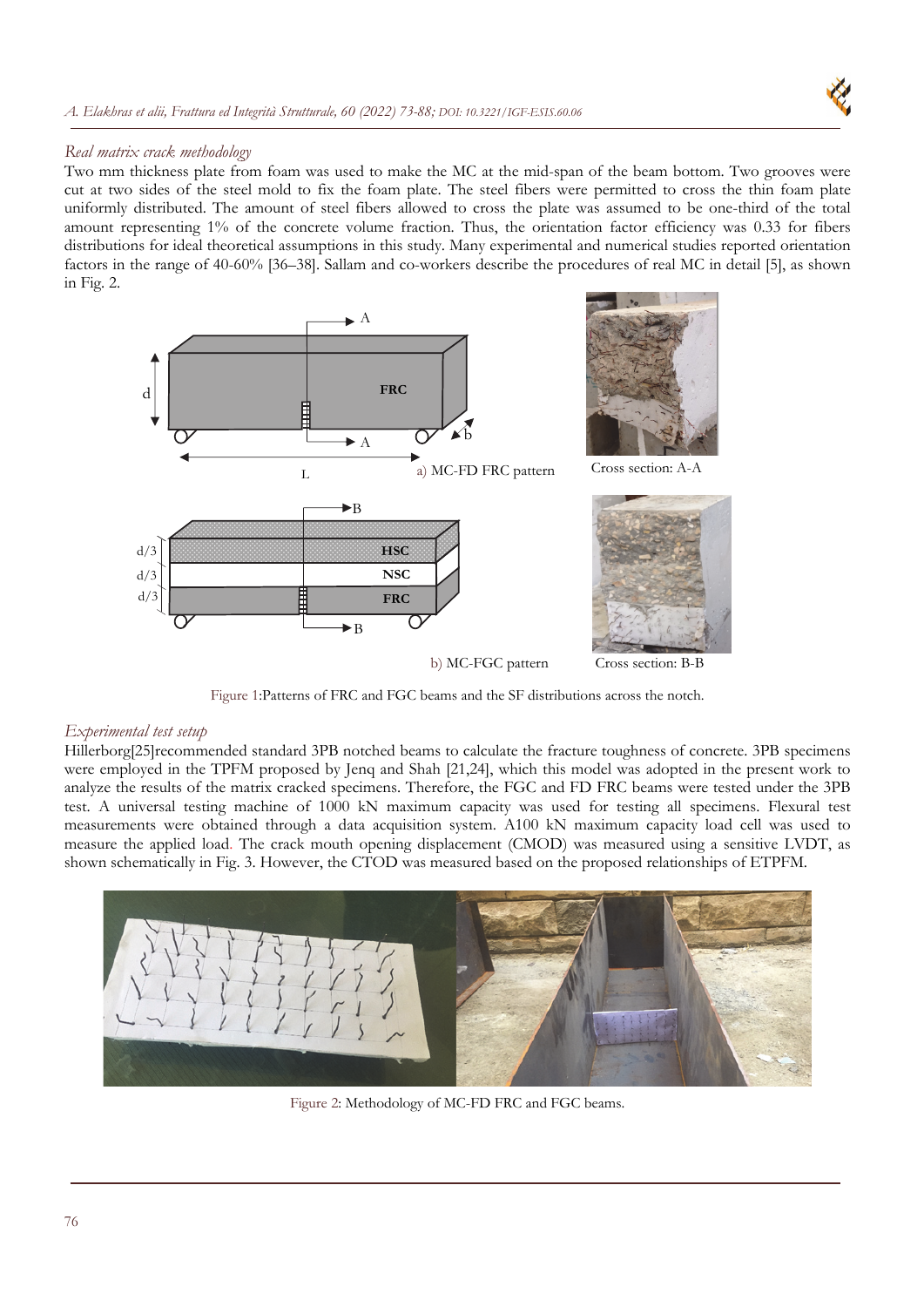*Real matrix crack methodology*

Two mm thickness plate from foam was used to make the MC at the mid-span of the beam bottom. Two grooves were cut at two sides of the steel mold to fix the foam plate. The steel fibers were permitted to cross the thin foam plate uniformly distributed. The amount of steel fibers allowed to cross the plate was assumed to be one-third of the total amount representing 1% of the concrete volume fraction. Thus, the orientation factor efficiency was 0.33 for fibers distributions for ideal theoretical assumptions in this study. Many experimental and numerical studies reported orientation factors in the range of 40-60% [36–38]. Sallam and co-workers describe the procedures of real MC in detail [5], as shown in Fig. 2.

a) MC-FD FRC pattern — Cross section: A-A

b) MC-FGC pattern — Cross section: B-B

Figure 1: Patterns of FRC and FGC beams and the SF distributions across the notch.

*Experimental test setup*

Hillerborg[25]recommended standard 3PB notched beams to calculate the fracture toughness of concrete. 3PB specimens were employed in the TPFM proposed by Jenq and Shah [21,24], which this model was adopted in the present work to analyze the results of the matrix cracked specimens. Therefore, the FGC and FD FRC beams were tested under the 3PB test. A universal testing machine of 1000 kN maximum capacity was used for testing all specimens. Flexural test measurements were obtained through a data acquisition system. A100 kN maximum capacity load cell was used to measure the applied load. The crack mouth opening displacement (CMOD) was measured using a sensitive LVDT, as shown schematically in Fig. 3. However, the CTOD was measured based on the proposed relationships of ETPFM.

Figure 2: Methodology of MC-FD FRC and FGC beams.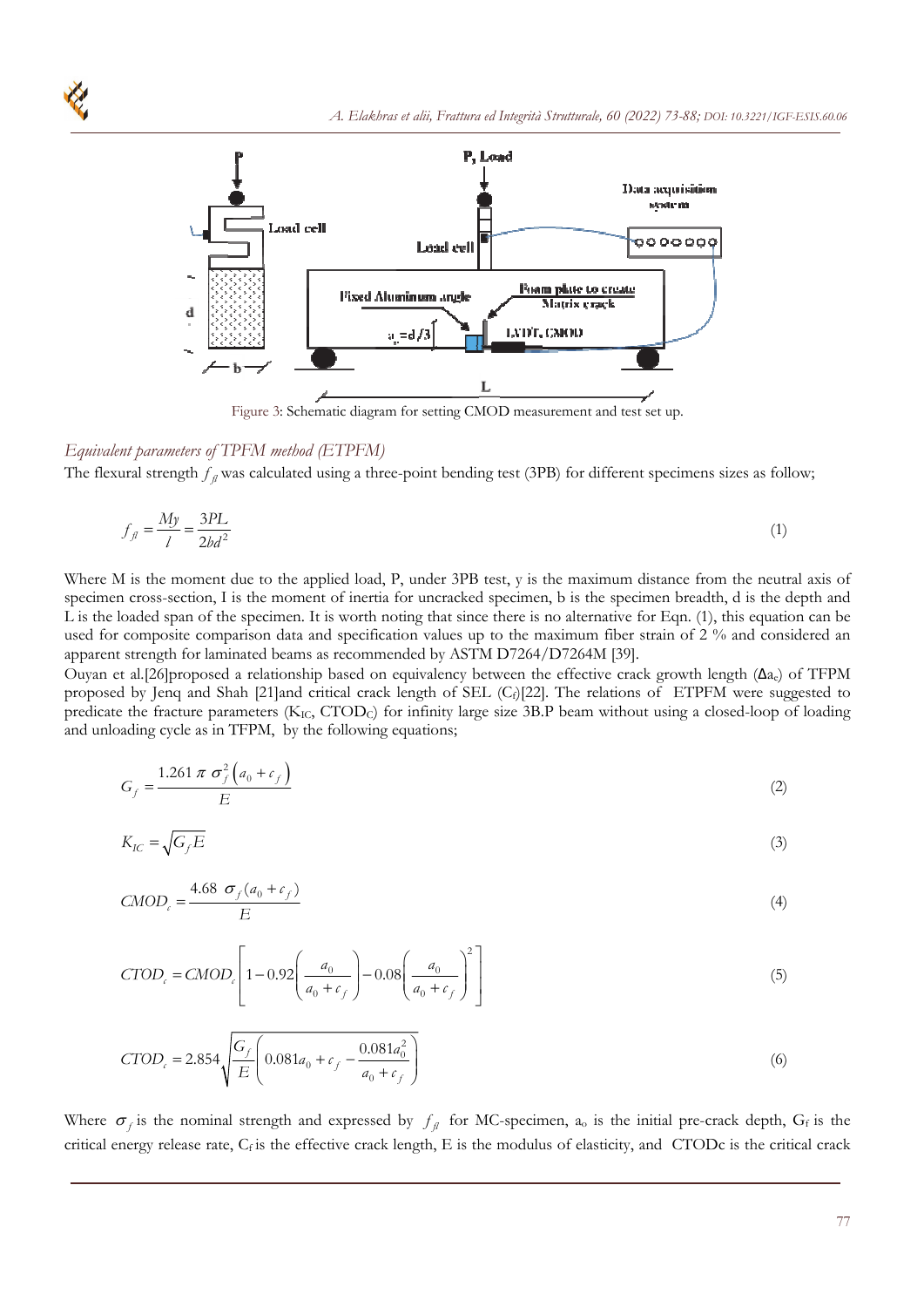Figure 3: Schematic diagram for setting CMOD measurement and test set up.

*Equivalent parameters of TPFM method (ETPFM)*

The flexural strength $f_{fl}$ was calculated using a three-point bending test (3PB) for different specimens sizes as follow;

$$f_{fl} = \frac{My}{I} = \frac{3PL}{2bd^2} \tag{1}$$

Where M is the moment due to the applied load, P, under 3PB test, y is the maximum distance from the neutral axis of specimen cross-section, I is the moment of inertia for uncracked specimen, b is the specimen breadth, d is the depth and L is the loaded span of the specimen. It is worth noting that since there is no alternative for Eqn. (1), this equation can be used for composite comparison data and specification values up to the maximum fiber strain of 2 % and considered an apparent strength for laminated beams as recommended by ASTM D7264/D7264M [39].

Ouyan et al.[26]proposed a relationship based on equivalency between the effective crack growth length ($\Delta a_c$) of TFPM proposed by Jenq and Shah [21]and critical crack length of SEL ($C_f$)[22]. The relations of ETPFM were suggested to predicate the fracture parameters ($K_{IC}$, $CTOD_C$) for infinity large size 3B.P beam without using a closed-loop of loading and unloading cycle as in TFPM, by the following equations;

$$G_f = \frac{1.261\,\pi\,\sigma_f^2\left(a_0 + c_f\right)}{E} \tag{2}$$

$$K_{IC} = \sqrt{G_f E} \tag{3}$$

$$CMOD_c = \frac{4.68\;\sigma_f(a_0 + c_f)}{E} \tag{4}$$

$$CTOD_c = CMOD_c\left[1 - 0.92\left(\frac{a_0}{a_0 + c_f}\right) - 0.08\left(\frac{a_0}{a_0 + c_f}\right)^2\right] \tag{5}$$

$$CTOD_c = 2.854\sqrt{\frac{G_f}{E}\left(0.081a_0 + c_f - \frac{0.081a_0^2}{a_0 + c_f}\right)} \tag{6}$$

Where $\sigma_f$ is the nominal strength and expressed by $f_{fl}$ for MC-specimen, $a_o$ is the initial pre-crack depth, $G_f$ is the critical energy release rate, $C_f$ is the effective crack length, E is the modulus of elasticity, and $CTOD_c$ is the critical crack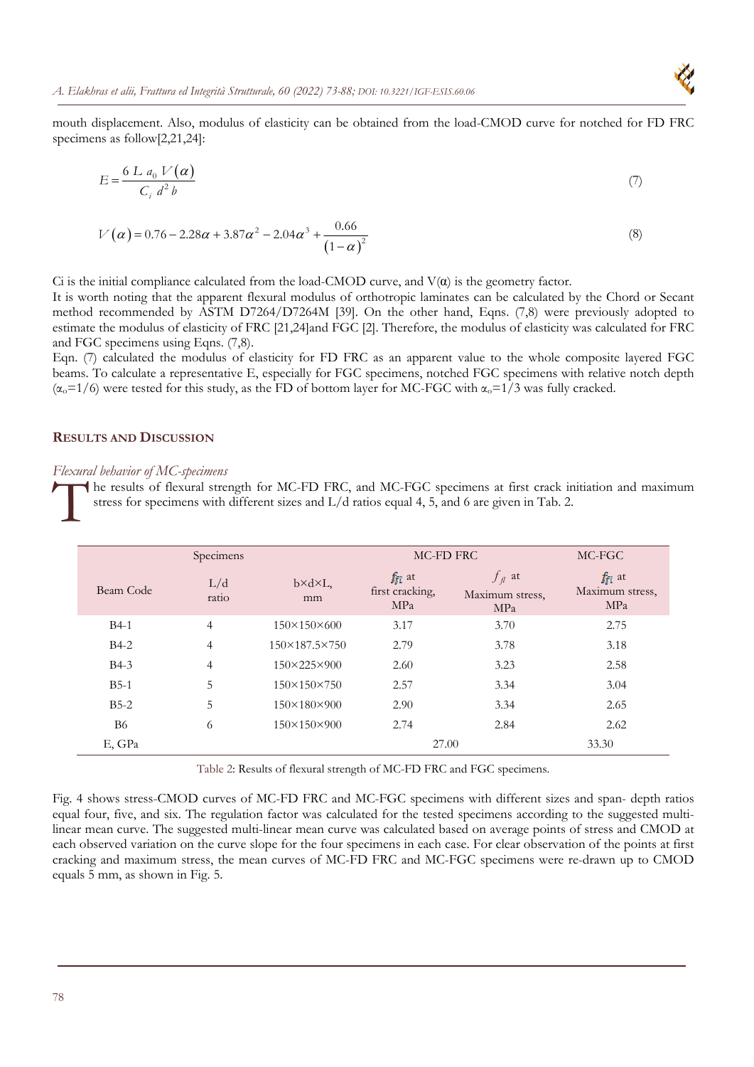mouth displacement. Also, modulus of elasticity can be obtained from the load-CMOD curve for notched for FD FRC specimens as follow[2,21,24]:

$$E = \frac{6\ L\ a_0\ V(\alpha)}{C_i\ d^2\ b} \tag{7}$$

$$V(\alpha) = 0.76 - 2.28\alpha + 3.87\alpha^2 - 2.04\alpha^3 + \frac{0.66}{(1-\alpha)^2} \tag{8}$$

Ci is the initial compliance calculated from the load-CMOD curve, and V(α) is the geometry factor.

It is worth noting that the apparent flexural modulus of orthotropic laminates can be calculated by the Chord or Secant method recommended by ASTM D7264/D7264M [39]. On the other hand, Eqns. (7,8) were previously adopted to estimate the modulus of elasticity of FRC [21,24]and FGC [2]. Therefore, the modulus of elasticity was calculated for FRC and FGC specimens using Eqns. (7,8).

Eqn. (7) calculated the modulus of elasticity for FD FRC as an apparent value to the whole composite layered FGC beams. To calculate a representative E, especially for FGC specimens, notched FGC specimens with relative notch depth ($\alpha_o$=1/6) were tested for this study, as the FD of bottom layer for MC-FGC with $\alpha_o$=1/3 was fully cracked.

## RESULTS AND DISCUSSION

### *Flexural behavior of MC-specimens*

The results of flexural strength for MC-FD FRC, and MC-FGC specimens at first crack initiation and maximum stress for specimens with different sizes and L/d ratios equal 4, 5, and 6 are given in Tab. 2.

| Specimens | | | MC-FD FRC | | MC-FGC |
|---|---|---|---|---|---|
| Beam Code | L/d ratio | b×d×L, mm | $f_{fl}$ at first cracking, MPa | $f_{fl}$ at Maximum stress, MPa | $f_{fl}$ at Maximum stress, MPa |
| B4-1 | 4 | 150×150×600 | 3.17 | 3.70 | 2.75 |
| B4-2 | 4 | 150×187.5×750 | 2.79 | 3.78 | 3.18 |
| B4-3 | 4 | 150×225×900 | 2.60 | 3.23 | 2.58 |
| B5-1 | 5 | 150×150×750 | 2.57 | 3.34 | 3.04 |
| B5-2 | 5 | 150×180×900 | 2.90 | 3.34 | 2.65 |
| B6 | 6 | 150×150×900 | 2.74 | 2.84 | 2.62 |
| E, GPa | | | 27.00 | | 33.30 |

Table 2: Results of flexural strength of MC-FD FRC and FGC specimens.

Fig. 4 shows stress-CMOD curves of MC-FD FRC and MC-FGC specimens with different sizes and span- depth ratios equal four, five, and six. The regulation factor was calculated for the tested specimens according to the suggested multi-linear mean curve. The suggested multi-linear mean curve was calculated based on average points of stress and CMOD at each observed variation on the curve slope for the four specimens in each case. For clear observation of the points at first cracking and maximum stress, the mean curves of MC-FD FRC and MC-FGC specimens were re-drawn up to CMOD equals 5 mm, as shown in Fig. 5.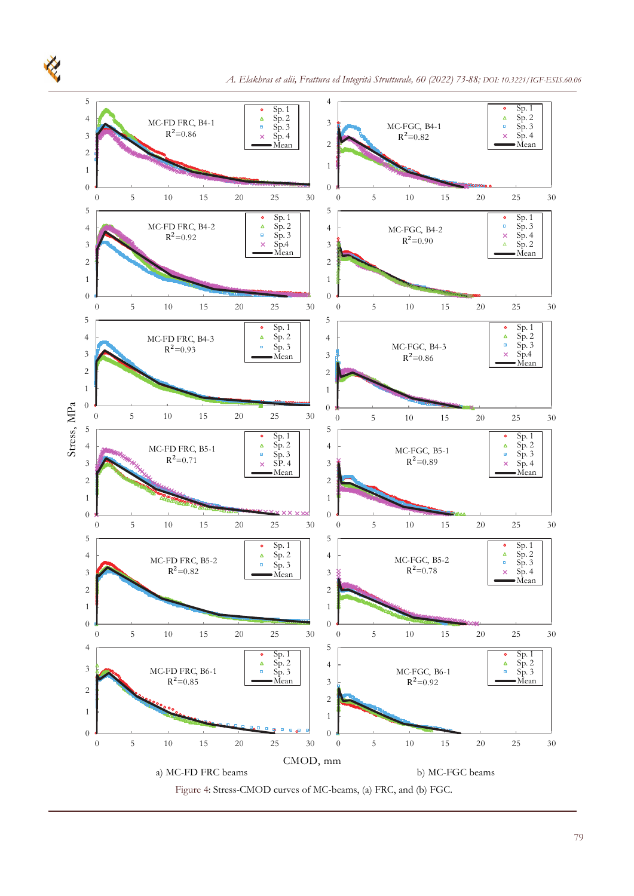a) MC-FD FRC beams

b) MC-FGC beams

Figure 4: Stress-CMOD curves of MC-beams, (a) FRC, and (b) FGC.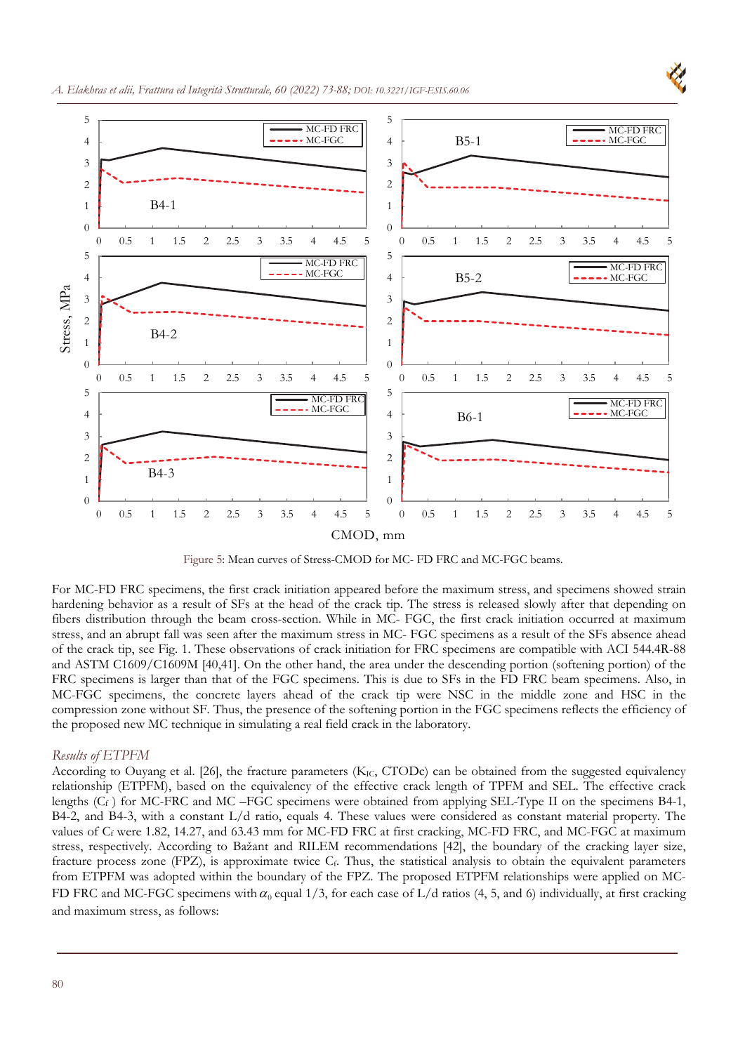Figure 5: Mean curves of Stress-CMOD for MC- FD FRC and MC-FGC beams.

For MC-FD FRC specimens, the first crack initiation appeared before the maximum stress, and specimens showed strain hardening behavior as a result of SFs at the head of the crack tip. The stress is released slowly after that depending on fibers distribution through the beam cross-section. While in MC- FGC, the first crack initiation occurred at maximum stress, and an abrupt fall was seen after the maximum stress in MC- FGC specimens as a result of the SFs absence ahead of the crack tip, see Fig. 1. These observations of crack initiation for FRC specimens are compatible with ACI 544.4R-88 and ASTM C1609/C1609M [40,41]. On the other hand, the area under the descending portion (softening portion) of the FRC specimens is larger than that of the FGC specimens. This is due to SFs in the FD FRC beam specimens. Also, in MC-FGC specimens, the concrete layers ahead of the crack tip were NSC in the middle zone and HSC in the compression zone without SF. Thus, the presence of the softening portion in the FGC specimens reflects the efficiency of the proposed new MC technique in simulating a real field crack in the laboratory.

### *Results of ETPFM*

According to Ouyang et al. [26], the fracture parameters ($K_{IC}$, $CTOD_c$) can be obtained from the suggested equivalency relationship (ETPFM), based on the equivalency of the effective crack length of TPFM and SEL. The effective crack lengths ($C_f$) for MC-FRC and MC –FGC specimens were obtained from applying SEL-Type II on the specimens B4-1, B4-2, and B4-3, with a constant L/d ratio, equals 4. These values were considered as constant material property. The values of $C_f$ were 1.82, 14.27, and 63.43 mm for MC-FD FRC at first cracking, MC-FD FRC, and MC-FGC at maximum stress, respectively. According to Bažant and RILEM recommendations [42], the boundary of the cracking layer size, fracture process zone (FPZ), is approximate twice $C_f$. Thus, the statistical analysis to obtain the equivalent parameters from ETPFM was adopted within the boundary of the FPZ. The proposed ETPFM relationships were applied on MC-FD FRC and MC-FGC specimens with $\alpha_0$ equal 1/3, for each case of L/d ratios (4, 5, and 6) individually, at first cracking and maximum stress, as follows: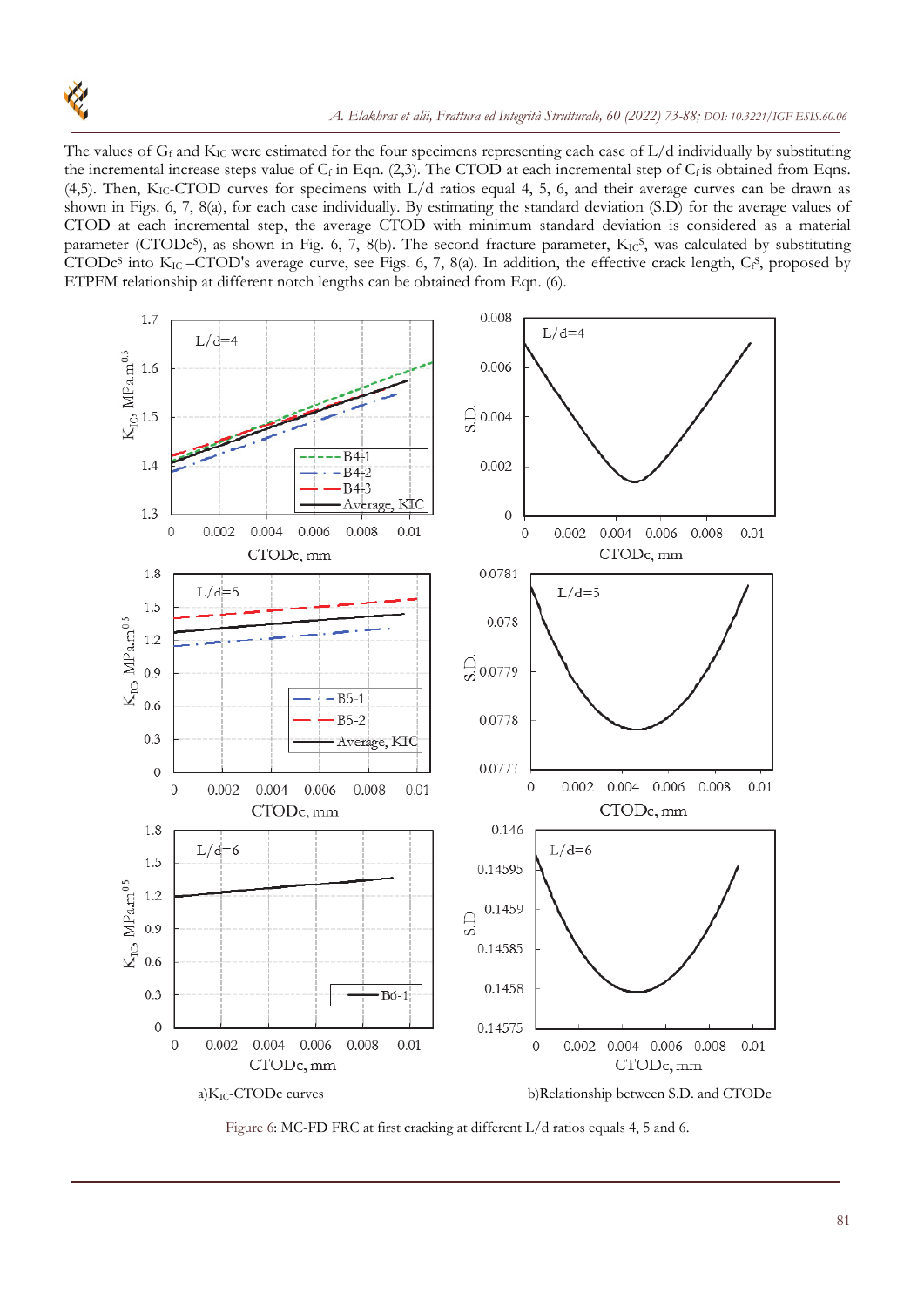The values of $G_f$ and $K_{IC}$ were estimated for the four specimens representing each case of L/d individually by substituting the incremental increase steps value of $C_f$ in Eqn. (2,3). The CTOD at each incremental step of $C_f$ is obtained from Eqns. (4,5). Then, $K_{IC}$-CTOD curves for specimens with L/d ratios equal 4, 5, 6, and their average curves can be drawn as shown in Figs. 6, 7, 8(a), for each case individually. By estimating the standard deviation (S.D) for the average values of CTOD at each incremental step, the average CTOD with minimum standard deviation is considered as a material parameter ($CTODc^S$), as shown in Fig. 6, 7, 8(b). The second fracture parameter, $K_{IC}^S$, was calculated by substituting $CTODc^S$ into $K_{IC}$–CTOD's average curve, see Figs. 6, 7, 8(a). In addition, the effective crack length, $C_f^S$, proposed by ETPFM relationship at different notch lengths can be obtained from Eqn. (6).

a)$K_{IC}$-CTODc curves

b)Relationship between S.D. and CTODc

Figure 6: MC-FD FRC at first cracking at different L/d ratios equals 4, 5 and 6.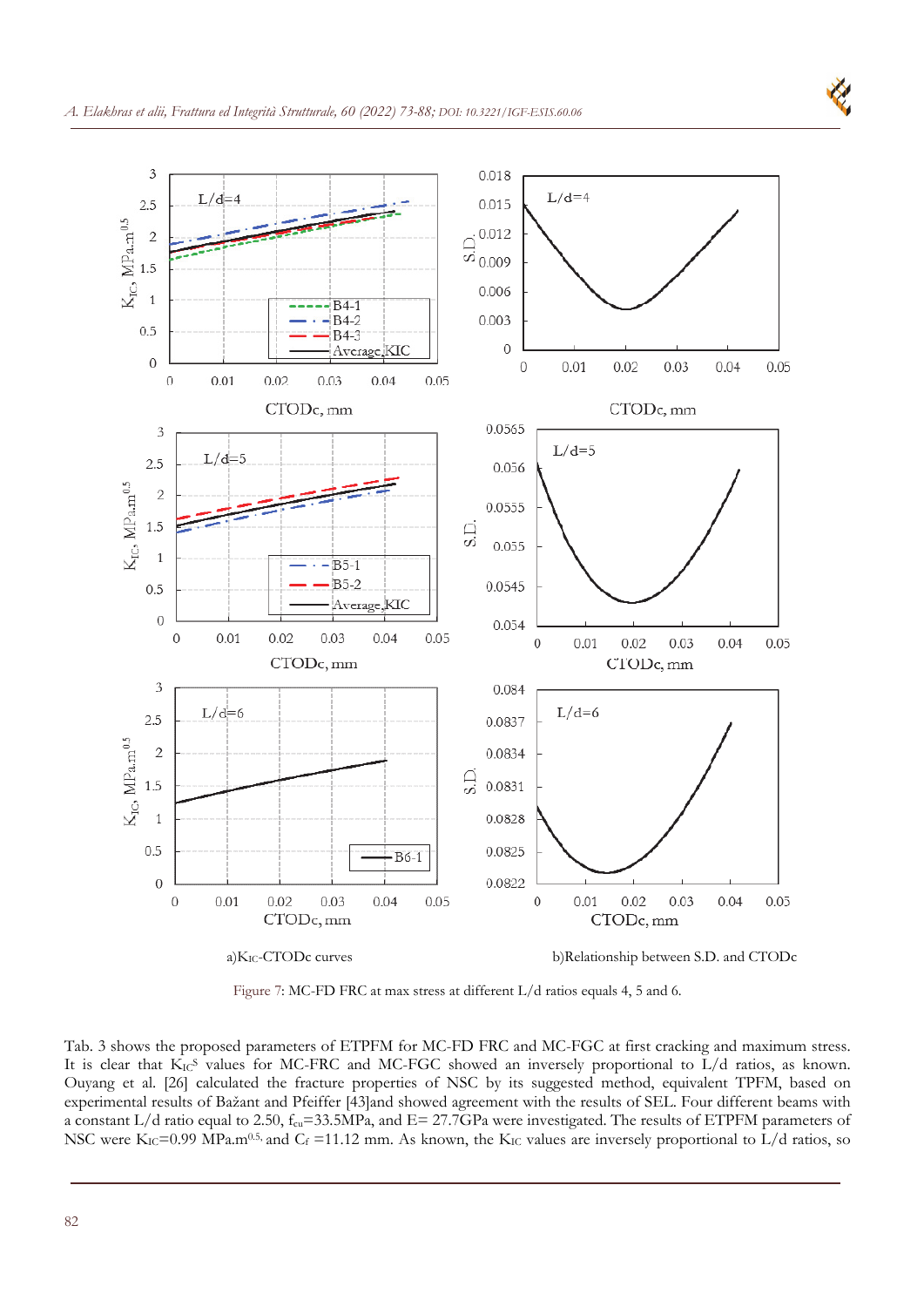a) $K_{IC}$-CTODc curves

b) Relationship between S.D. and CTODc

Figure 7: MC-FD FRC at max stress at different L/d ratios equals 4, 5 and 6.

Tab. 3 shows the proposed parameters of ETPFM for MC-FD FRC and MC-FGC at first cracking and maximum stress. It is clear that $K_{IC}^{S}$ values for MC-FRC and MC-FGC showed an inversely proportional to L/d ratios, as known. Ouyang et al. [26] calculated the fracture properties of NSC by its suggested method, equivalent TPFM, based on experimental results of Bažant and Pfeiffer [43] and showed agreement with the results of SEL. Four different beams with a constant L/d ratio equal to 2.50, $f_{cu}$=33.5MPa, and E= 27.7GPa were investigated. The results of ETPFM parameters of NSC were $K_{IC}$=0.99 MPa.m$^{0.5}$, and $C_f$ =11.12 mm. As known, the $K_{IC}$ values are inversely proportional to L/d ratios, so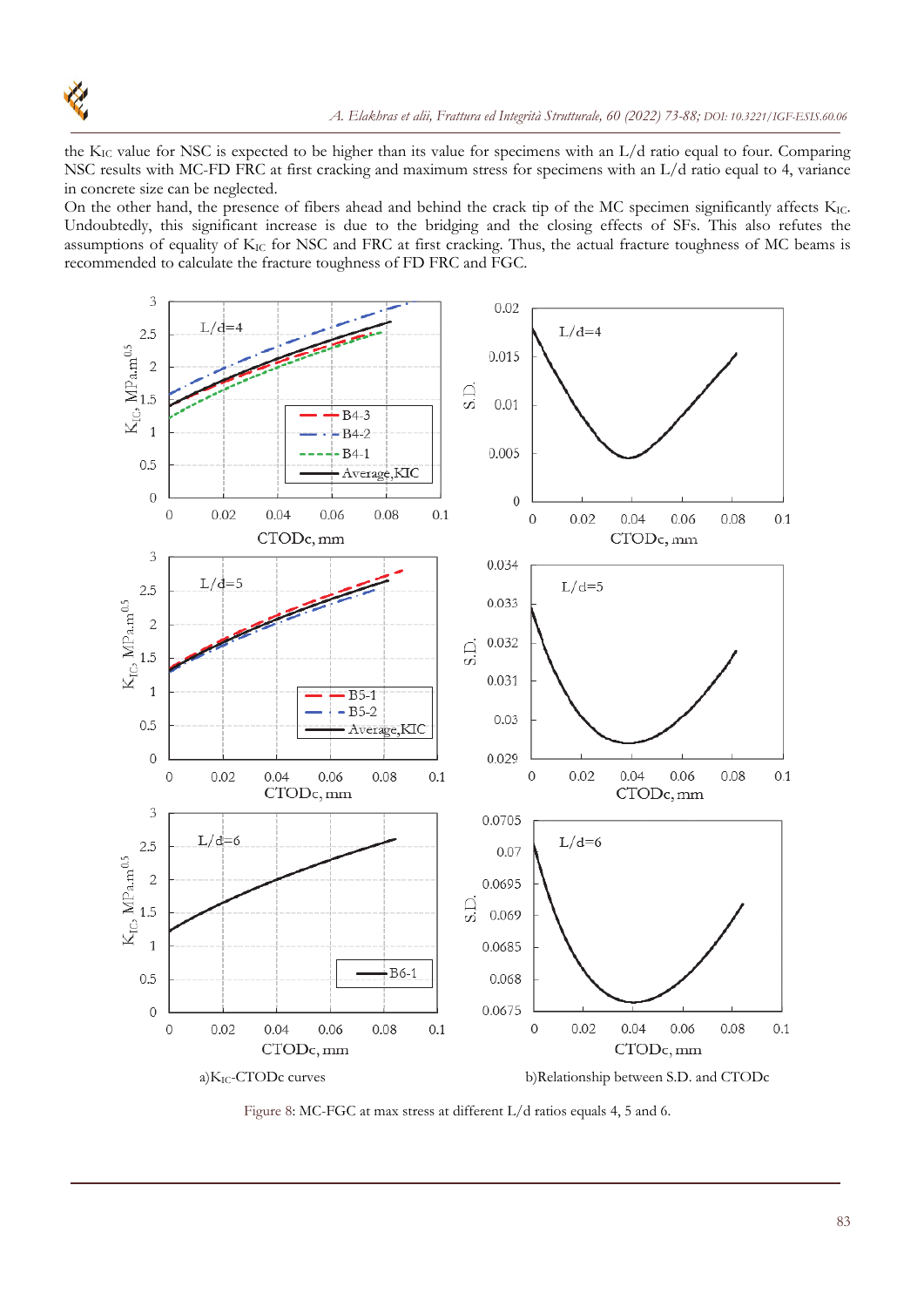the $K_{IC}$ value for NSC is expected to be higher than its value for specimens with an L/d ratio equal to four. Comparing NSC results with MC-FD FRC at first cracking and maximum stress for specimens with an L/d ratio equal to 4, variance in concrete size can be neglected.

On the other hand, the presence of fibers ahead and behind the crack tip of the MC specimen significantly affects $K_{IC}$. Undoubtedly, this significant increase is due to the bridging and the closing effects of SFs. This also refutes the assumptions of equality of $K_{IC}$ for NSC and FRC at first cracking. Thus, the actual fracture toughness of MC beams is recommended to calculate the fracture toughness of FD FRC and FGC.

a) $K_{IC}$-CTODc curves

b) Relationship between S.D. and CTODc

Figure 8: MC-FGC at max stress at different L/d ratios equals 4, 5 and 6.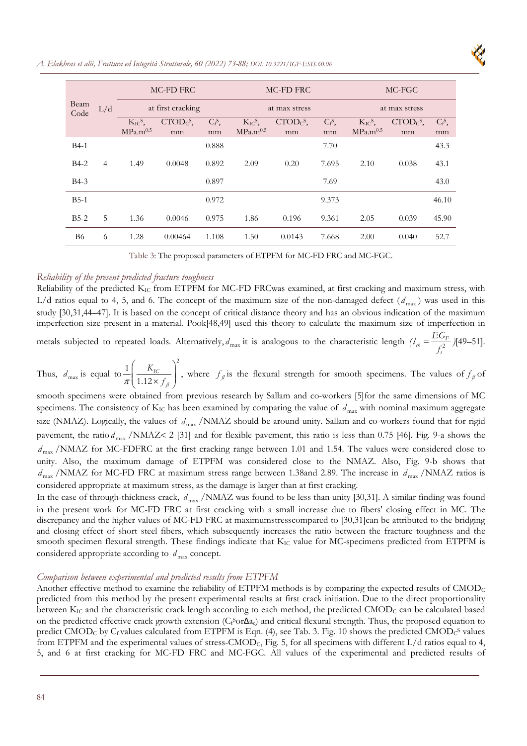| Beam Code | L/d | MC-FD FRC at first cracking | | | MC-FD FRC at max stress | | | MC-FGC at max stress | | |
|---|---|---|---|---|---|---|---|---|---|---|
| | | $K_{IC}^S$, $MPa.m^{0.5}$ | $CTOD_C^S$, mm | $C_f^S$, mm | $K_{IC}^S$, $MPa.m^{0.5}$ | $CTOD_C^S$, mm | $C_f^S$, mm | $K_{IC}^S$, $MPa.m^{0.5}$ | $CTOD_C^S$, mm | $C_f^S$, mm |
| B4-1 | | | | 0.888 | | | 7.70 | | | 43.3 |
| B4-2 | 4 | 1.49 | 0.0048 | 0.892 | 2.09 | 0.20 | 7.695 | 2.10 | 0.038 | 43.1 |
| B4-3 | | | | 0.897 | | | 7.69 | | | 43.0 |
| B5-1 | | | | 0.972 | | | 9.373 | | | 46.10 |
| B5-2 | 5 | 1.36 | 0.0046 | 0.975 | 1.86 | 0.196 | 9.361 | 2.05 | 0.039 | 45.90 |
| B6 | 6 | 1.28 | 0.00464 | 1.108 | 1.50 | 0.0143 | 7.668 | 2.00 | 0.040 | 52.7 |

Table 3: The proposed parameters of ETPFM for MC-FD FRC and MC-FGC.

### *Reliability of the present predicted fracture toughness*

Reliability of the predicted $K_{IC}$ from ETPFM for MC-FD FRCwas examined, at first cracking and maximum stress, with L/d ratios equal to 4, 5, and 6. The concept of the maximum size of the non-damaged defect ($d_{max}$) was used in this study [30,31,44–47]. It is based on the concept of critical distance theory and has an obvious indication of the maximum imperfection size present in a material. Pook[48,49] used this theory to calculate the maximum size of imperfection in metals subjected to repeated loads. Alternatively, $d_{max}$ it is analogous to the characteristic length ($l_{ch} = \frac{EG_F}{f_t^2}$)[49–51]. Thus, $d_{max}$ is equal to $\frac{1}{\pi}\left(\frac{K_{IC}}{1.12 \times f_{fl}}\right)^2$, where $f_{fl}$ is the flexural strength for smooth specimens. The values of $f_{fl}$ of smooth specimens were obtained from previous research by Sallam and co-workers [5]for the same dimensions of MC specimens. The consistency of $K_{IC}$ has been examined by comparing the value of $d_{max}$ with nominal maximum aggregate size (NMAZ). Logically, the values of $d_{max}$ /NMAZ should be around unity. Sallam and co-workers found that for rigid pavement, the ratio $d_{max}$ /NMAZ< 2 [31] and for flexible pavement, this ratio is less than 0.75 [46]. Fig. 9-a shows the $d_{max}$ /NMAZ for MC-FDFRC at the first cracking range between 1.01 and 1.54. The values were considered close to unity. Also, the maximum damage of ETPFM was considered close to the NMAZ. Also, Fig. 9-b shows that $d_{max}$ /NMAZ for MC-FD FRC at maximum stress range between 1.38and 2.89. The increase in $d_{max}$ /NMAZ ratios is considered appropriate at maximum stress, as the damage is larger than at first cracking.

In the case of through-thickness crack, $d_{max}$ /NMAZ was found to be less than unity [30,31]. A similar finding was found in the present work for MC-FD FRC at first cracking with a small increase due to fibers' closing effect in MC. The discrepancy and the higher values of MC-FD FRC at maximumstresscompared to [30,31]can be attributed to the bridging and closing effect of short steel fibers, which subsequently increases the ratio between the fracture toughness and the smooth specimen flexural strength. These findings indicate that $K_{IC}$ value for MC-specimens predicted from ETPFM is considered appropriate according to $d_{max}$ concept.

### *Comparison between experimental and predicted results from ETPFM*

Another effective method to examine the reliability of ETPFM methods is by comparing the expected results of $CMOD_C$ predicted from this method by the present experimental results at first crack initiation. Due to the direct proportionality between $K_{IC}$ and the characteristic crack length according to each method, the predicted $CMOD_C$ can be calculated based on the predicted effective crack growth extension ($C_f^S$or$\Delta a_e$) and critical flexural strength. Thus, the proposed equation to predict $CMOD_C$ by $C_f$ values calculated from ETPFM is Eqn. (4), see Tab. 3. Fig. 10 shows the predicted $CMOD_C^S$ values from ETPFM and the experimental values of stress-$CMOD_C$, Fig. 5, for all specimens with different L/d ratios equal to 4, 5, and 6 at first cracking for MC-FD FRC and MC-FGC. All values of the experimental and predicted results of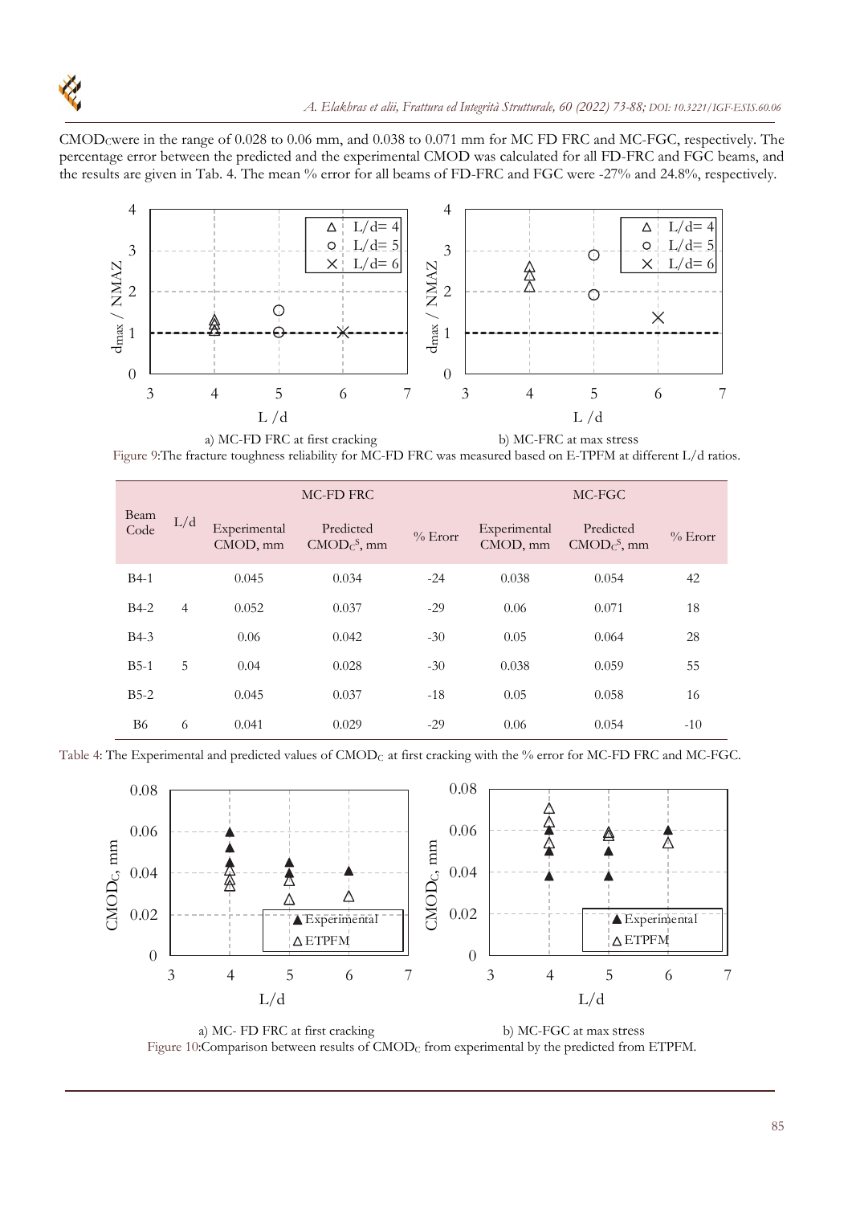$CMOD_C$ were in the range of 0.028 to 0.06 mm, and 0.038 to 0.071 mm for MC FD FRC and MC-FGC, respectively. The percentage error between the predicted and the experimental CMOD was calculated for all FD-FRC and FGC beams, and the results are given in Tab. 4. The mean % error for all beams of FD-FRC and FGC were -27% and 24.8%, respectively.

a) MC-FD FRC at first cracking b) MC-FRC at max stress

Figure 9:The fracture toughness reliability for MC-FD FRC was measured based on E-TPFM at different L/d ratios.

| Beam Code | L/d | MC-FD FRC | | | MC-FGC | | |
|---|---|---|---|---|---|---|---|
| | | Experimental CMOD, mm | Predicted $CMOD_C^S$, mm | % Erorr | Experimental CMOD, mm | Predicted $CMOD_C^S$, mm | % Erorr |
| B4-1 | | 0.045 | 0.034 | -24 | 0.038 | 0.054 | 42 |
| B4-2 | 4 | 0.052 | 0.037 | -29 | 0.06 | 0.071 | 18 |
| B4-3 | | 0.06 | 0.042 | -30 | 0.05 | 0.064 | 28 |
| B5-1 | 5 | 0.04 | 0.028 | -30 | 0.038 | 0.059 | 55 |
| B5-2 | | 0.045 | 0.037 | -18 | 0.05 | 0.058 | 16 |
| B6 | 6 | 0.041 | 0.029 | -29 | 0.06 | 0.054 | -10 |

Table 4: The Experimental and predicted values of $CMOD_C$ at first cracking with the % error for MC-FD FRC and MC-FGC.

a) MC- FD FRC at first cracking b) MC-FGC at max stress

Figure 10:Comparison between results of $CMOD_C$ from experimental by the predicted from ETPFM.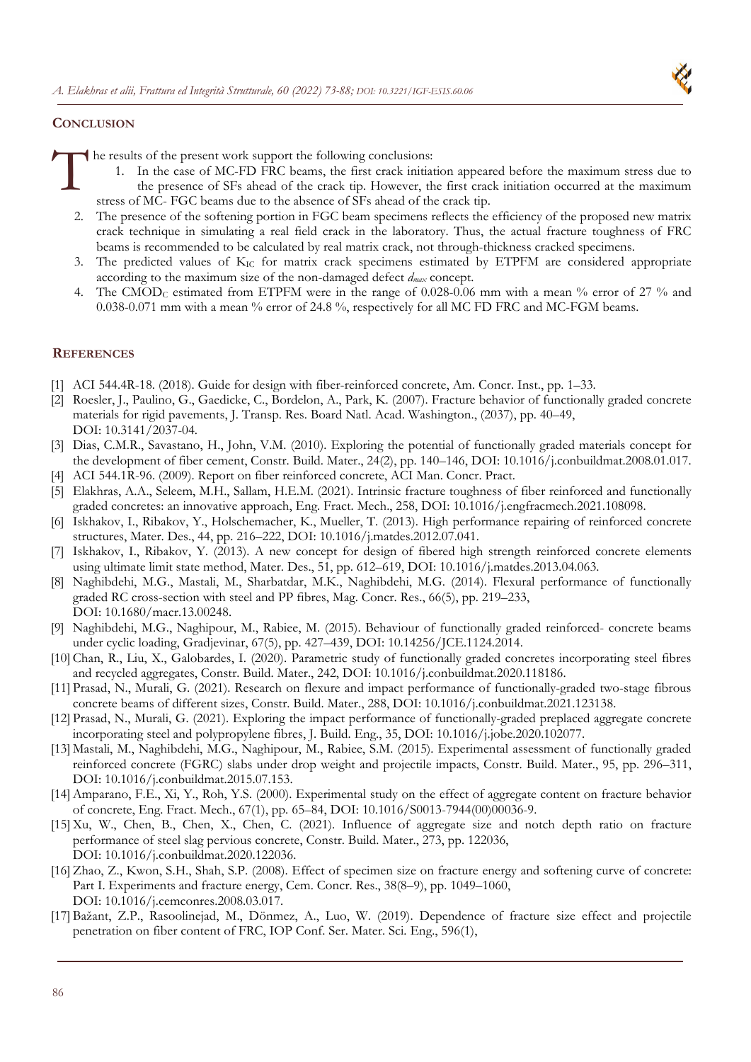## CONCLUSION

The results of the present work support the following conclusions:

1. In the case of MC-FD FRC beams, the first crack initiation appeared before the maximum stress due to the presence of SFs ahead of the crack tip. However, the first crack initiation occurred at the maximum stress of MC- FGC beams due to the absence of SFs ahead of the crack tip.
2. The presence of the softening portion in FGC beam specimens reflects the efficiency of the proposed new matrix crack technique in simulating a real field crack in the laboratory. Thus, the actual fracture toughness of FRC beams is recommended to be calculated by real matrix crack, not through-thickness cracked specimens.
3. The predicted values of $K_{IC}$ for matrix crack specimens estimated by ETPFM are considered appropriate according to the maximum size of the non-damaged defect $d_{max}$ concept.
4. The $CMOD_C$ estimated from ETPFM were in the range of 0.028-0.06 mm with a mean % error of 27 % and 0.038-0.071 mm with a mean % error of 24.8 %, respectively for all MC FD FRC and MC-FGM beams.

## REFERENCES

[1] ACI 544.4R-18. (2018). Guide for design with fiber-reinforced concrete, Am. Concr. Inst., pp. 1–33.

[2] Roesler, J., Paulino, G., Gaedicke, C., Bordelon, A., Park, K. (2007). Fracture behavior of functionally graded concrete materials for rigid pavements, J. Transp. Res. Board Natl. Acad. Washington., (2037), pp. 40–49, DOI: 10.3141/2037-04.

[3] Dias, C.M.R., Savastano, H., John, V.M. (2010). Exploring the potential of functionally graded materials concept for the development of fiber cement, Constr. Build. Mater., 24(2), pp. 140–146, DOI: 10.1016/j.conbuildmat.2008.01.017.

[4] ACI 544.1R-96. (2009). Report on fiber reinforced concrete, ACI Man. Concr. Pract.

[5] Elakhras, A.A., Seleem, M.H., Sallam, H.E.M. (2021). Intrinsic fracture toughness of fiber reinforced and functionally graded concretes: an innovative approach, Eng. Fract. Mech., 258, DOI: 10.1016/j.engfracmech.2021.108098.

[6] Iskhakov, I., Ribakov, Y., Holschemacher, K., Mueller, T. (2013). High performance repairing of reinforced concrete structures, Mater. Des., 44, pp. 216–222, DOI: 10.1016/j.matdes.2012.07.041.

[7] Iskhakov, I., Ribakov, Y. (2013). A new concept for design of fibered high strength reinforced concrete elements using ultimate limit state method, Mater. Des., 51, pp. 612–619, DOI: 10.1016/j.matdes.2013.04.063.

[8] Naghibdehi, M.G., Mastali, M., Sharbatdar, M.K., Naghibdehi, M.G. (2014). Flexural performance of functionally graded RC cross-section with steel and PP fibres, Mag. Concr. Res., 66(5), pp. 219–233, DOI: 10.1680/macr.13.00248.

[9] Naghibdehi, M.G., Naghipour, M., Rabiee, M. (2015). Behaviour of functionally graded reinforced- concrete beams under cyclic loading, Gradjevinar, 67(5), pp. 427–439, DOI: 10.14256/JCE.1124.2014.

[10] Chan, R., Liu, X., Galobardes, I. (2020). Parametric study of functionally graded concretes incorporating steel fibres and recycled aggregates, Constr. Build. Mater., 242, DOI: 10.1016/j.conbuildmat.2020.118186.

[11] Prasad, N., Murali, G. (2021). Research on flexure and impact performance of functionally-graded two-stage fibrous concrete beams of different sizes, Constr. Build. Mater., 288, DOI: 10.1016/j.conbuildmat.2021.123138.

[12] Prasad, N., Murali, G. (2021). Exploring the impact performance of functionally-graded preplaced aggregate concrete incorporating steel and polypropylene fibres, J. Build. Eng., 35, DOI: 10.1016/j.jobe.2020.102077.

[13] Mastali, M., Naghibdehi, M.G., Naghipour, M., Rabiee, S.M. (2015). Experimental assessment of functionally graded reinforced concrete (FGRC) slabs under drop weight and projectile impacts, Constr. Build. Mater., 95, pp. 296–311, DOI: 10.1016/j.conbuildmat.2015.07.153.

[14] Amparano, F.E., Xi, Y., Roh, Y.S. (2000). Experimental study on the effect of aggregate content on fracture behavior of concrete, Eng. Fract. Mech., 67(1), pp. 65–84, DOI: 10.1016/S0013-7944(00)00036-9.

[15] Xu, W., Chen, B., Chen, X., Chen, C. (2021). Influence of aggregate size and notch depth ratio on fracture performance of steel slag pervious concrete, Constr. Build. Mater., 273, pp. 122036, DOI: 10.1016/j.conbuildmat.2020.122036.

[16] Zhao, Z., Kwon, S.H., Shah, S.P. (2008). Effect of specimen size on fracture energy and softening curve of concrete: Part I. Experiments and fracture energy, Cem. Concr. Res., 38(8–9), pp. 1049–1060, DOI: 10.1016/j.cemconres.2008.03.017.

[17] Bažant, Z.P., Rasoolinejad, M., Dönmez, A., Luo, W. (2019). Dependence of fracture size effect and projectile penetration on fiber content of FRC, IOP Conf. Ser. Mater. Sci. Eng., 596(1),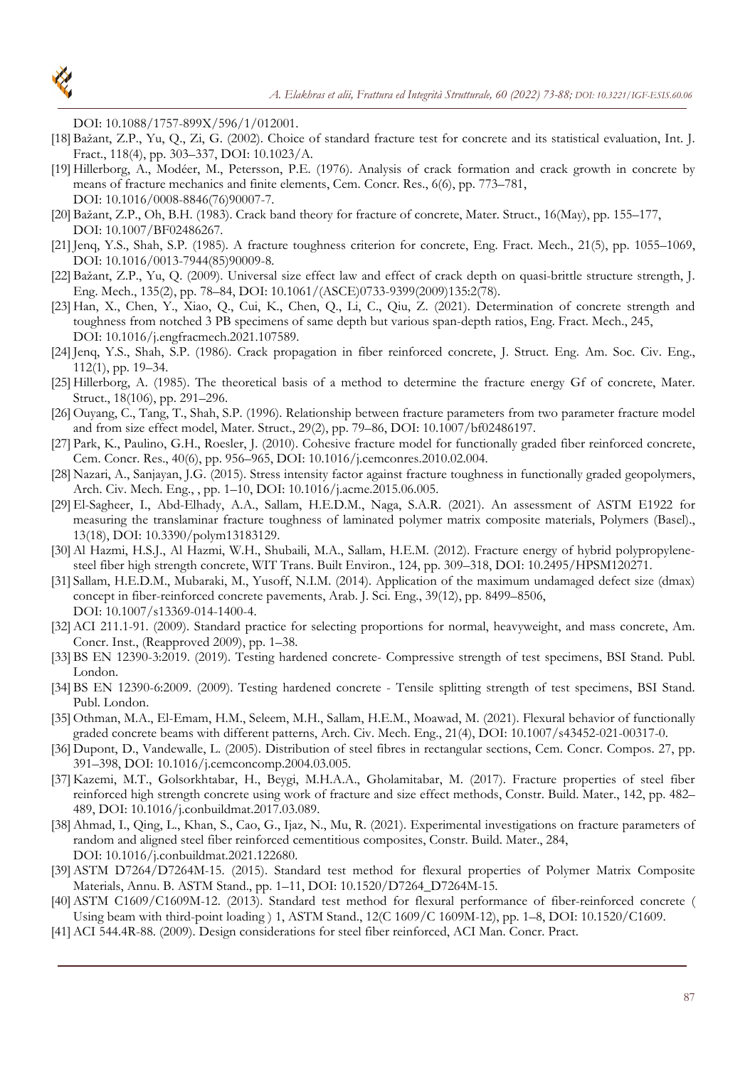DOI: 10.1088/1757-899X/596/1/012001.

[18] Bažant, Z.P., Yu, Q., Zi, G. (2002). Choice of standard fracture test for concrete and its statistical evaluation, Int. J. Fract., 118(4), pp. 303–337, DOI: 10.1023/A.

[19] Hillerborg, A., Modéer, M., Petersson, P.E. (1976). Analysis of crack formation and crack growth in concrete by means of fracture mechanics and finite elements, Cem. Concr. Res., 6(6), pp. 773–781, DOI: 10.1016/0008-8846(76)90007-7.

[20] Bažant, Z.P., Oh, B.H. (1983). Crack band theory for fracture of concrete, Mater. Struct., 16(May), pp. 155–177, DOI: 10.1007/BF02486267.

[21] Jenq, Y.S., Shah, S.P. (1985). A fracture toughness criterion for concrete, Eng. Fract. Mech., 21(5), pp. 1055–1069, DOI: 10.1016/0013-7944(85)90009-8.

[22] Bažant, Z.P., Yu, Q. (2009). Universal size effect law and effect of crack depth on quasi-brittle structure strength, J. Eng. Mech., 135(2), pp. 78–84, DOI: 10.1061/(ASCE)0733-9399(2009)135:2(78).

[23] Han, X., Chen, Y., Xiao, Q., Cui, K., Chen, Q., Li, C., Qiu, Z. (2021). Determination of concrete strength and toughness from notched 3 PB specimens of same depth but various span-depth ratios, Eng. Fract. Mech., 245, DOI: 10.1016/j.engfracmech.2021.107589.

[24] Jenq, Y.S., Shah, S.P. (1986). Crack propagation in fiber reinforced concrete, J. Struct. Eng. Am. Soc. Civ. Eng., 112(1), pp. 19–34.

[25] Hillerborg, A. (1985). The theoretical basis of a method to determine the fracture energy Gf of concrete, Mater. Struct., 18(106), pp. 291–296.

[26] Ouyang, C., Tang, T., Shah, S.P. (1996). Relationship between fracture parameters from two parameter fracture model and from size effect model, Mater. Struct., 29(2), pp. 79–86, DOI: 10.1007/bf02486197.

[27] Park, K., Paulino, G.H., Roesler, J. (2010). Cohesive fracture model for functionally graded fiber reinforced concrete, Cem. Concr. Res., 40(6), pp. 956–965, DOI: 10.1016/j.cemconres.2010.02.004.

[28] Nazari, A., Sanjayan, J.G. (2015). Stress intensity factor against fracture toughness in functionally graded geopolymers, Arch. Civ. Mech. Eng., , pp. 1–10, DOI: 10.1016/j.acme.2015.06.005.

[29] El-Sagheer, I., Abd-Elhady, A.A., Sallam, H.E.D.M., Naga, S.A.R. (2021). An assessment of ASTM E1922 for measuring the translaminar fracture toughness of laminated polymer matrix composite materials, Polymers (Basel)., 13(18), DOI: 10.3390/polym13183129.

[30] Al Hazmi, H.S.J., Al Hazmi, W.H., Shubaili, M.A., Sallam, H.E.M. (2012). Fracture energy of hybrid polypropylene-steel fiber high strength concrete, WIT Trans. Built Environ., 124, pp. 309–318, DOI: 10.2495/HPSM120271.

[31] Sallam, H.E.D.M., Mubaraki, M., Yusoff, N.I.M. (2014). Application of the maximum undamaged defect size (dmax) concept in fiber-reinforced concrete pavements, Arab. J. Sci. Eng., 39(12), pp. 8499–8506, DOI: 10.1007/s13369-014-1400-4.

[32] ACI 211.1-91. (2009). Standard practice for selecting proportions for normal, heavyweight, and mass concrete, Am. Concr. Inst., (Reapproved 2009), pp. 1–38.

[33] BS EN 12390-3:2019. (2019). Testing hardened concrete- Compressive strength of test specimens, BSI Stand. Publ. London.

[34] BS EN 12390-6:2009. (2009). Testing hardened concrete - Tensile splitting strength of test specimens, BSI Stand. Publ. London.

[35] Othman, M.A., El-Emam, H.M., Seleem, M.H., Sallam, H.E.M., Moawad, M. (2021). Flexural behavior of functionally graded concrete beams with different patterns, Arch. Civ. Mech. Eng., 21(4), DOI: 10.1007/s43452-021-00317-0.

[36] Dupont, D., Vandewalle, L. (2005). Distribution of steel fibres in rectangular sections, Cem. Concr. Compos. 27, pp. 391–398, DOI: 10.1016/j.cemconcomp.2004.03.005.

[37] Kazemi, M.T., Golsorkhtabar, H., Beygi, M.H.A.A., Gholamitabar, M. (2017). Fracture properties of steel fiber reinforced high strength concrete using work of fracture and size effect methods, Constr. Build. Mater., 142, pp. 482–489, DOI: 10.1016/j.conbuildmat.2017.03.089.

[38] Ahmad, I., Qing, L., Khan, S., Cao, G., Ijaz, N., Mu, R. (2021). Experimental investigations on fracture parameters of random and aligned steel fiber reinforced cementitious composites, Constr. Build. Mater., 284, DOI: 10.1016/j.conbuildmat.2021.122680.

[39] ASTM D7264/D7264M-15. (2015). Standard test method for flexural properties of Polymer Matrix Composite Materials, Annu. B. ASTM Stand., pp. 1–11, DOI: 10.1520/D7264_D7264M-15.

[40] ASTM C1609/C1609M-12. (2013). Standard test method for flexural performance of fiber-reinforced concrete ( Using beam with third-point loading ) 1, ASTM Stand., 12(C 1609/C 1609M-12), pp. 1–8, DOI: 10.1520/C1609.

[41] ACI 544.4R-88. (2009). Design considerations for steel fiber reinforced, ACI Man. Concr. Pract.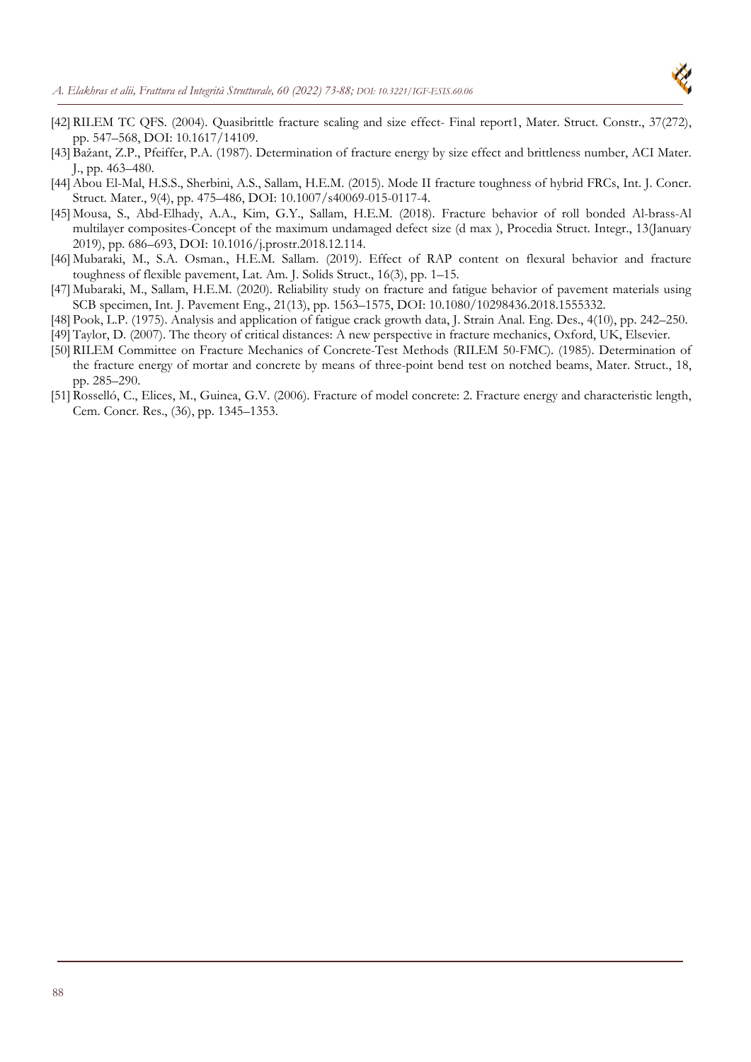[42] RILEM TC QFS. (2004). Quasibrittle fracture scaling and size effect- Final report1, Mater. Struct. Constr., 37(272), pp. 547–568, DOI: 10.1617/14109.

[43] Bažant, Z.P., Pfeiffer, P.A. (1987). Determination of fracture energy by size effect and brittleness number, ACI Mater. J., pp. 463–480.

[44] Abou El-Mal, H.S.S., Sherbini, A.S., Sallam, H.E.M. (2015). Mode II fracture toughness of hybrid FRCs, Int. J. Concr. Struct. Mater., 9(4), pp. 475–486, DOI: 10.1007/s40069-015-0117-4.

[45] Mousa, S., Abd-Elhady, A.A., Kim, G.Y., Sallam, H.E.M. (2018). Fracture behavior of roll bonded Al-brass-Al multilayer composites-Concept of the maximum undamaged defect size (d max ), Procedia Struct. Integr., 13(January 2019), pp. 686–693, DOI: 10.1016/j.prostr.2018.12.114.

[46] Mubaraki, M., S.A. Osman., H.E.M. Sallam. (2019). Effect of RAP content on flexural behavior and fracture toughness of flexible pavement, Lat. Am. J. Solids Struct., 16(3), pp. 1–15.

[47] Mubaraki, M., Sallam, H.E.M. (2020). Reliability study on fracture and fatigue behavior of pavement materials using SCB specimen, Int. J. Pavement Eng., 21(13), pp. 1563–1575, DOI: 10.1080/10298436.2018.1555332.

[48] Pook, L.P. (1975). Analysis and application of fatigue crack growth data, J. Strain Anal. Eng. Des., 4(10), pp. 242–250.

[49] Taylor, D. (2007). The theory of critical distances: A new perspective in fracture mechanics, Oxford, UK, Elsevier.

[50] RILEM Committee on Fracture Mechanics of Concrete-Test Methods (RILEM 50-FMC). (1985). Determination of the fracture energy of mortar and concrete by means of three-point bend test on notched beams, Mater. Struct., 18, pp. 285–290.

[51] Rosselló, C., Elices, M., Guinea, G.V. (2006). Fracture of model concrete: 2. Fracture energy and characteristic length, Cem. Concr. Res., (36), pp. 1345–1353.